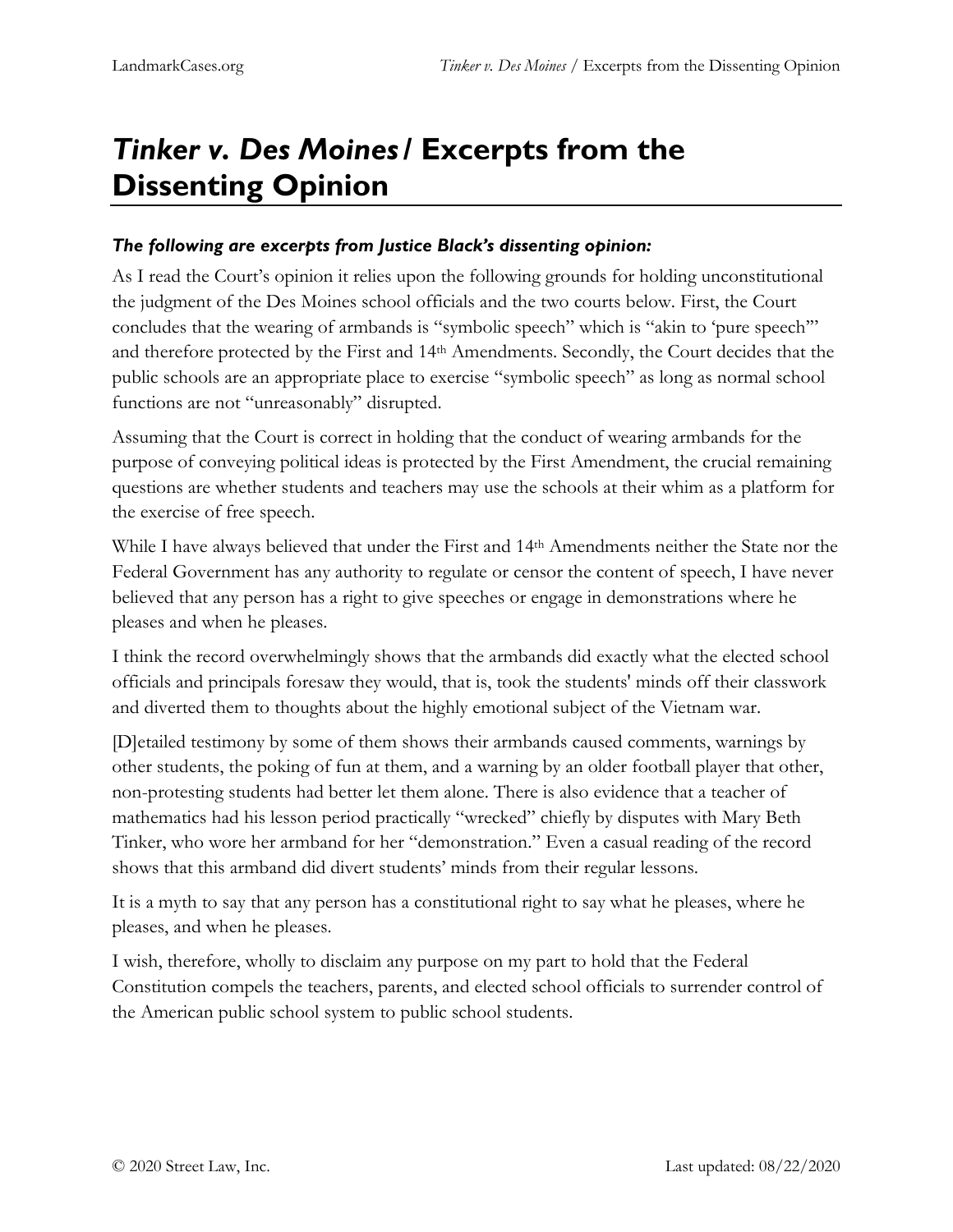# *Tinker v. Des Moines* / Excerpts from the Dissenting Opinion

***The following are excerpts from Justice Black's dissenting opinion:***

As I read the Court's opinion it relies upon the following grounds for holding unconstitutional the judgment of the Des Moines school officials and the two courts below. First, the Court concludes that the wearing of armbands is "symbolic speech" which is "akin to 'pure speech'" and therefore protected by the First and 14th Amendments. Secondly, the Court decides that the public schools are an appropriate place to exercise "symbolic speech" as long as normal school functions are not "unreasonably" disrupted.

Assuming that the Court is correct in holding that the conduct of wearing armbands for the purpose of conveying political ideas is protected by the First Amendment, the crucial remaining questions are whether students and teachers may use the schools at their whim as a platform for the exercise of free speech.

While I have always believed that under the First and 14th Amendments neither the State nor the Federal Government has any authority to regulate or censor the content of speech, I have never believed that any person has a right to give speeches or engage in demonstrations where he pleases and when he pleases.

I think the record overwhelmingly shows that the armbands did exactly what the elected school officials and principals foresaw they would, that is, took the students' minds off their classwork and diverted them to thoughts about the highly emotional subject of the Vietnam war.

[D]etailed testimony by some of them shows their armbands caused comments, warnings by other students, the poking of fun at them, and a warning by an older football player that other, non-protesting students had better let them alone. There is also evidence that a teacher of mathematics had his lesson period practically "wrecked" chiefly by disputes with Mary Beth Tinker, who wore her armband for her "demonstration." Even a casual reading of the record shows that this armband did divert students' minds from their regular lessons.

It is a myth to say that any person has a constitutional right to say what he pleases, where he pleases, and when he pleases.

I wish, therefore, wholly to disclaim any purpose on my part to hold that the Federal Constitution compels the teachers, parents, and elected school officials to surrender control of the American public school system to public school students.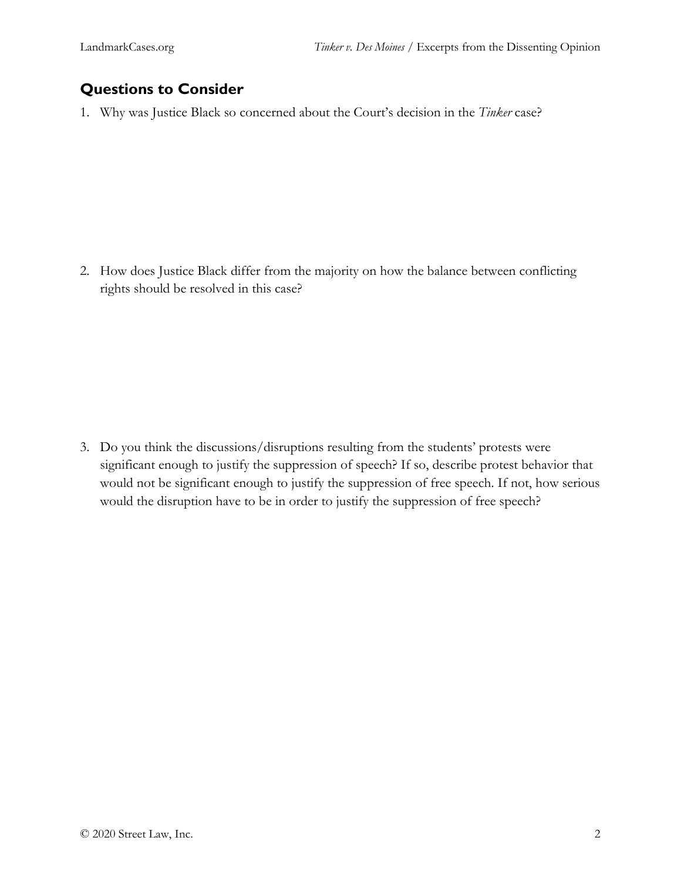## Questions to Consider

1. Why was Justice Black so concerned about the Court's decision in the *Tinker* case?

2. How does Justice Black differ from the majority on how the balance between conflicting rights should be resolved in this case?

3. Do you think the discussions/disruptions resulting from the students' protests were significant enough to justify the suppression of speech? If so, describe protest behavior that would not be significant enough to justify the suppression of free speech. If not, how serious would the disruption have to be in order to justify the suppression of free speech?

© 2020 Street Law, Inc.